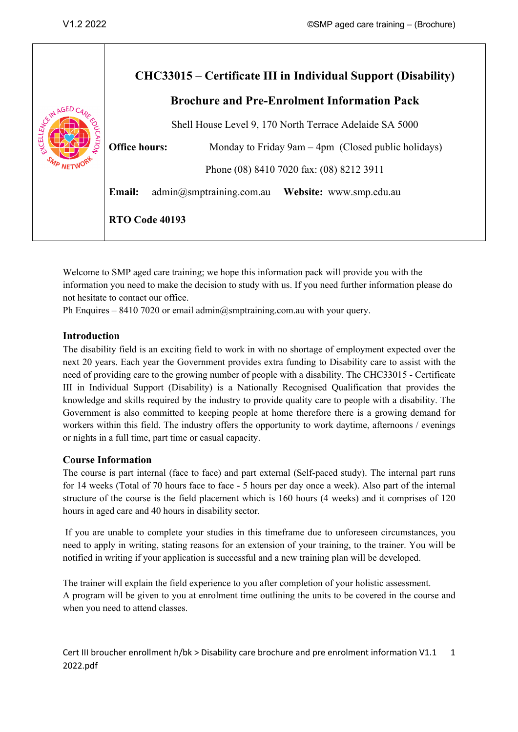# CHC33015 – Certificate III in Individual Support (Disability)

## Brochure and Pre-Enrolment Information Pack

Shell House Level 9, 170 North Terrace Adelaide SA 5000

**Office hours:** Monday to Friday 9am – 4pm (Closed public holidays)

Phone (08) 8410 7020 fax: (08) 8212 3911

**Email:** admin@smptraining.com.au **Website:** www.smp.edu.au

**RTO Code 40193**

Welcome to SMP aged care training; we hope this information pack will provide you with the information you need to make the decision to study with us. If you need further information please do not hesitate to contact our office.

Ph Enquires – 8410 7020 or email admin@smptraining.com.au with your query.

### Introduction

The disability field is an exciting field to work in with no shortage of employment expected over the next 20 years. Each year the Government provides extra funding to Disability care to assist with the need of providing care to the growing number of people with a disability. The CHC33015 - Certificate III in Individual Support (Disability) is a Nationally Recognised Qualification that provides the knowledge and skills required by the industry to provide quality care to people with a disability. The Government is also committed to keeping people at home therefore there is a growing demand for workers within this field. The industry offers the opportunity to work daytime, afternoons / evenings or nights in a full time, part time or casual capacity.

### Course Information

The course is part internal (face to face) and part external (Self-paced study). The internal part runs for 14 weeks (Total of 70 hours face to face - 5 hours per day once a week). Also part of the internal structure of the course is the field placement which is 160 hours (4 weeks) and it comprises of 120 hours in aged care and 40 hours in disability sector.

If you are unable to complete your studies in this timeframe due to unforeseen circumstances, you need to apply in writing, stating reasons for an extension of your training, to the trainer. You will be notified in writing if your application is successful and a new training plan will be developed.

The trainer will explain the field experience to you after completion of your holistic assessment.
A program will be given to you at enrolment time outlining the units to be covered in the course and when you need to attend classes.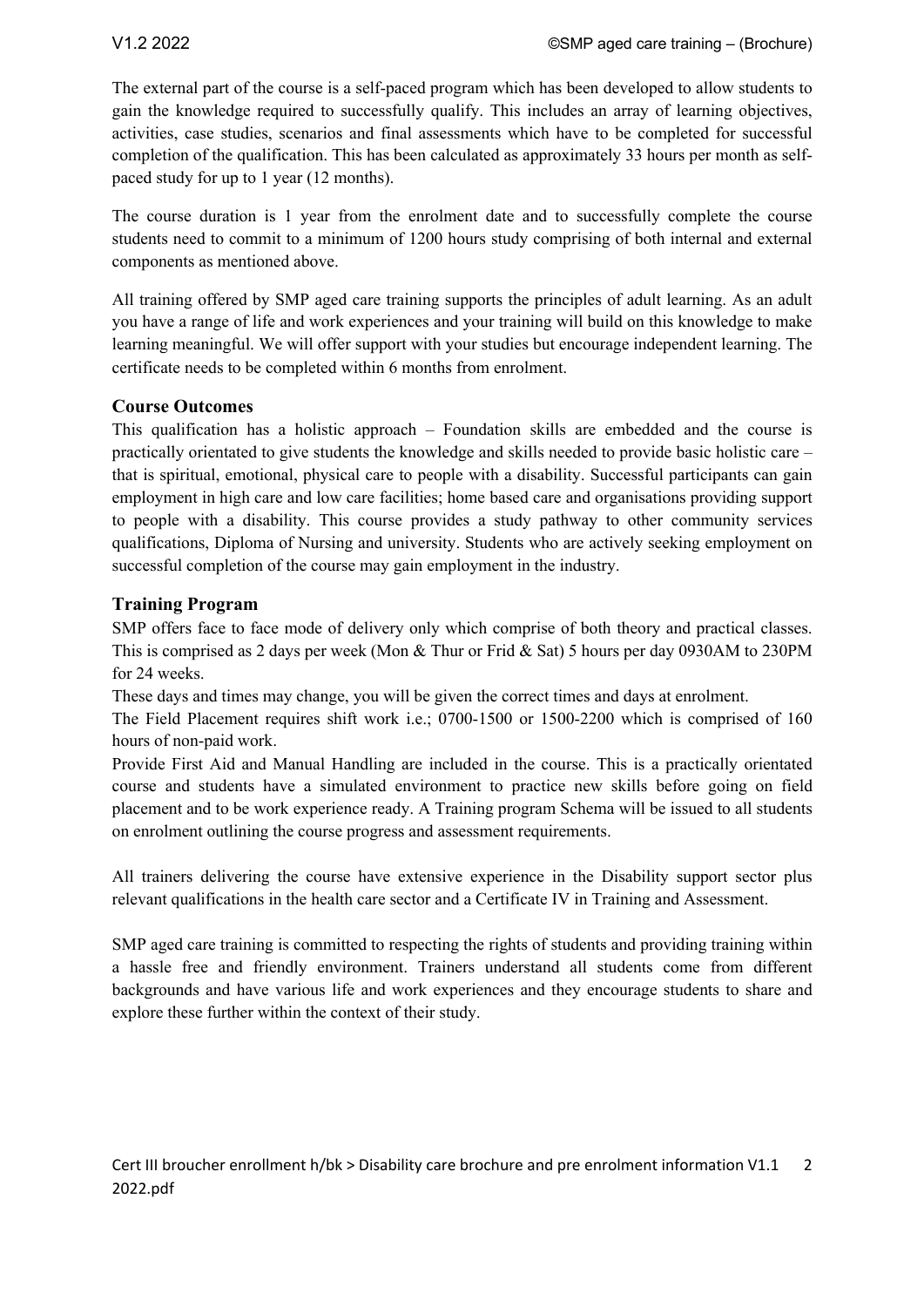The external part of the course is a self-paced program which has been developed to allow students to gain the knowledge required to successfully qualify. This includes an array of learning objectives, activities, case studies, scenarios and final assessments which have to be completed for successful completion of the qualification. This has been calculated as approximately 33 hours per month as self-paced study for up to 1 year (12 months).

The course duration is 1 year from the enrolment date and to successfully complete the course students need to commit to a minimum of 1200 hours study comprising of both internal and external components as mentioned above.

All training offered by SMP aged care training supports the principles of adult learning. As an adult you have a range of life and work experiences and your training will build on this knowledge to make learning meaningful. We will offer support with your studies but encourage independent learning. The certificate needs to be completed within 6 months from enrolment.

### Course Outcomes

This qualification has a holistic approach – Foundation skills are embedded and the course is practically orientated to give students the knowledge and skills needed to provide basic holistic care – that is spiritual, emotional, physical care to people with a disability. Successful participants can gain employment in high care and low care facilities; home based care and organisations providing support to people with a disability. This course provides a study pathway to other community services qualifications, Diploma of Nursing and university. Students who are actively seeking employment on successful completion of the course may gain employment in the industry.

### Training Program

SMP offers face to face mode of delivery only which comprise of both theory and practical classes. This is comprised as 2 days per week (Mon & Thur or Frid & Sat) 5 hours per day 0930AM to 230PM for 24 weeks.

These days and times may change, you will be given the correct times and days at enrolment.

The Field Placement requires shift work i.e.; 0700-1500 or 1500-2200 which is comprised of 160 hours of non-paid work.

Provide First Aid and Manual Handling are included in the course. This is a practically orientated course and students have a simulated environment to practice new skills before going on field placement and to be work experience ready. A Training program Schema will be issued to all students on enrolment outlining the course progress and assessment requirements.

All trainers delivering the course have extensive experience in the Disability support sector plus relevant qualifications in the health care sector and a Certificate IV in Training and Assessment.

SMP aged care training is committed to respecting the rights of students and providing training within a hassle free and friendly environment. Trainers understand all students come from different backgrounds and have various life and work experiences and they encourage students to share and explore these further within the context of their study.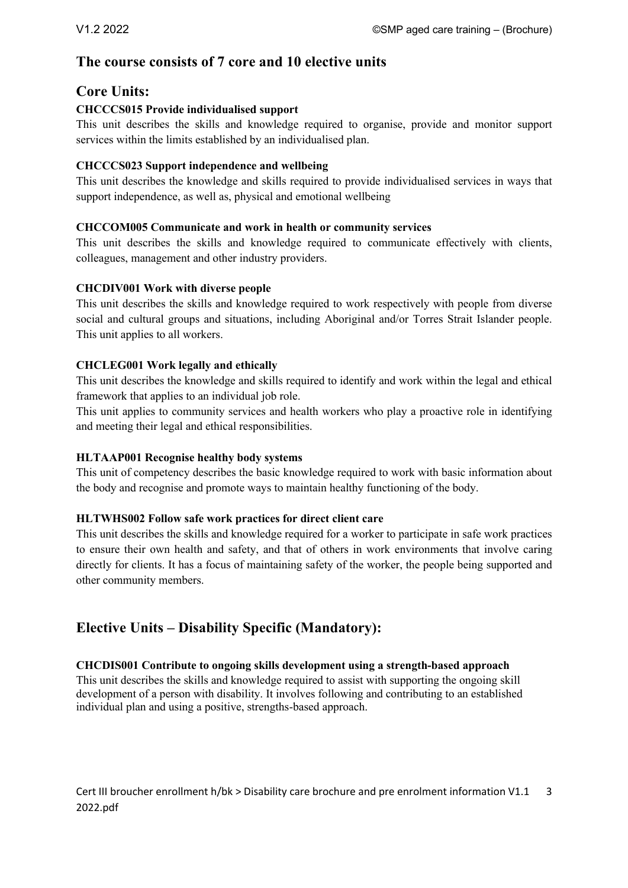## The course consists of 7 core and 10 elective units

## Core Units:

**CHCCCS015 Provide individualised support**

This unit describes the skills and knowledge required to organise, provide and monitor support services within the limits established by an individualised plan.

**CHCCCS023 Support independence and wellbeing**

This unit describes the knowledge and skills required to provide individualised services in ways that support independence, as well as, physical and emotional wellbeing

**CHCCOM005 Communicate and work in health or community services**

This unit describes the skills and knowledge required to communicate effectively with clients, colleagues, management and other industry providers.

**CHCDIV001 Work with diverse people**

This unit describes the skills and knowledge required to work respectively with people from diverse social and cultural groups and situations, including Aboriginal and/or Torres Strait Islander people. This unit applies to all workers.

**CHCLEG001 Work legally and ethically**

This unit describes the knowledge and skills required to identify and work within the legal and ethical framework that applies to an individual job role.

This unit applies to community services and health workers who play a proactive role in identifying and meeting their legal and ethical responsibilities.

**HLTAAP001 Recognise healthy body systems**

This unit of competency describes the basic knowledge required to work with basic information about the body and recognise and promote ways to maintain healthy functioning of the body.

**HLTWHS002 Follow safe work practices for direct client care**

This unit describes the skills and knowledge required for a worker to participate in safe work practices to ensure their own health and safety, and that of others in work environments that involve caring directly for clients. It has a focus of maintaining safety of the worker, the people being supported and other community members.

## Elective Units – Disability Specific (Mandatory):

**CHCDIS001 Contribute to ongoing skills development using a strength-based approach**

This unit describes the skills and knowledge required to assist with supporting the ongoing skill development of a person with disability. It involves following and contributing to an established individual plan and using a positive, strengths-based approach.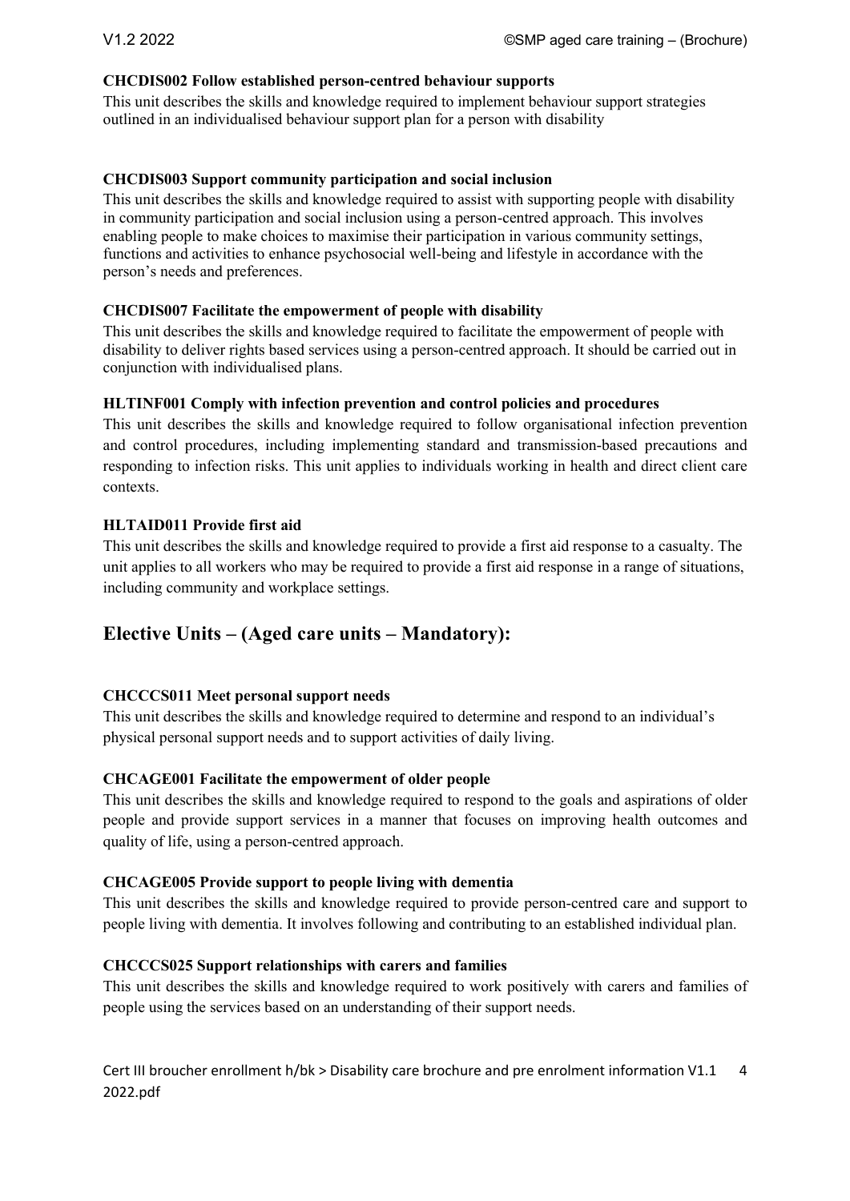**CHCDIS002 Follow established person-centred behaviour supports**

This unit describes the skills and knowledge required to implement behaviour support strategies outlined in an individualised behaviour support plan for a person with disability

**CHCDIS003 Support community participation and social inclusion**

This unit describes the skills and knowledge required to assist with supporting people with disability in community participation and social inclusion using a person-centred approach. This involves enabling people to make choices to maximise their participation in various community settings, functions and activities to enhance psychosocial well-being and lifestyle in accordance with the person's needs and preferences.

**CHCDIS007 Facilitate the empowerment of people with disability**

This unit describes the skills and knowledge required to facilitate the empowerment of people with disability to deliver rights based services using a person-centred approach. It should be carried out in conjunction with individualised plans.

**HLTINF001 Comply with infection prevention and control policies and procedures**

This unit describes the skills and knowledge required to follow organisational infection prevention and control procedures, including implementing standard and transmission-based precautions and responding to infection risks. This unit applies to individuals working in health and direct client care contexts.

**HLTAID011 Provide first aid**

This unit describes the skills and knowledge required to provide a first aid response to a casualty. The unit applies to all workers who may be required to provide a first aid response in a range of situations, including community and workplace settings.

## Elective Units – (Aged care units – Mandatory):

**CHCCCS011 Meet personal support needs**

This unit describes the skills and knowledge required to determine and respond to an individual's physical personal support needs and to support activities of daily living.

**CHCAGE001 Facilitate the empowerment of older people**

This unit describes the skills and knowledge required to respond to the goals and aspirations of older people and provide support services in a manner that focuses on improving health outcomes and quality of life, using a person-centred approach.

**CHCAGE005 Provide support to people living with dementia**

This unit describes the skills and knowledge required to provide person-centred care and support to people living with dementia. It involves following and contributing to an established individual plan.

**CHCCCS025 Support relationships with carers and families**

This unit describes the skills and knowledge required to work positively with carers and families of people using the services based on an understanding of their support needs.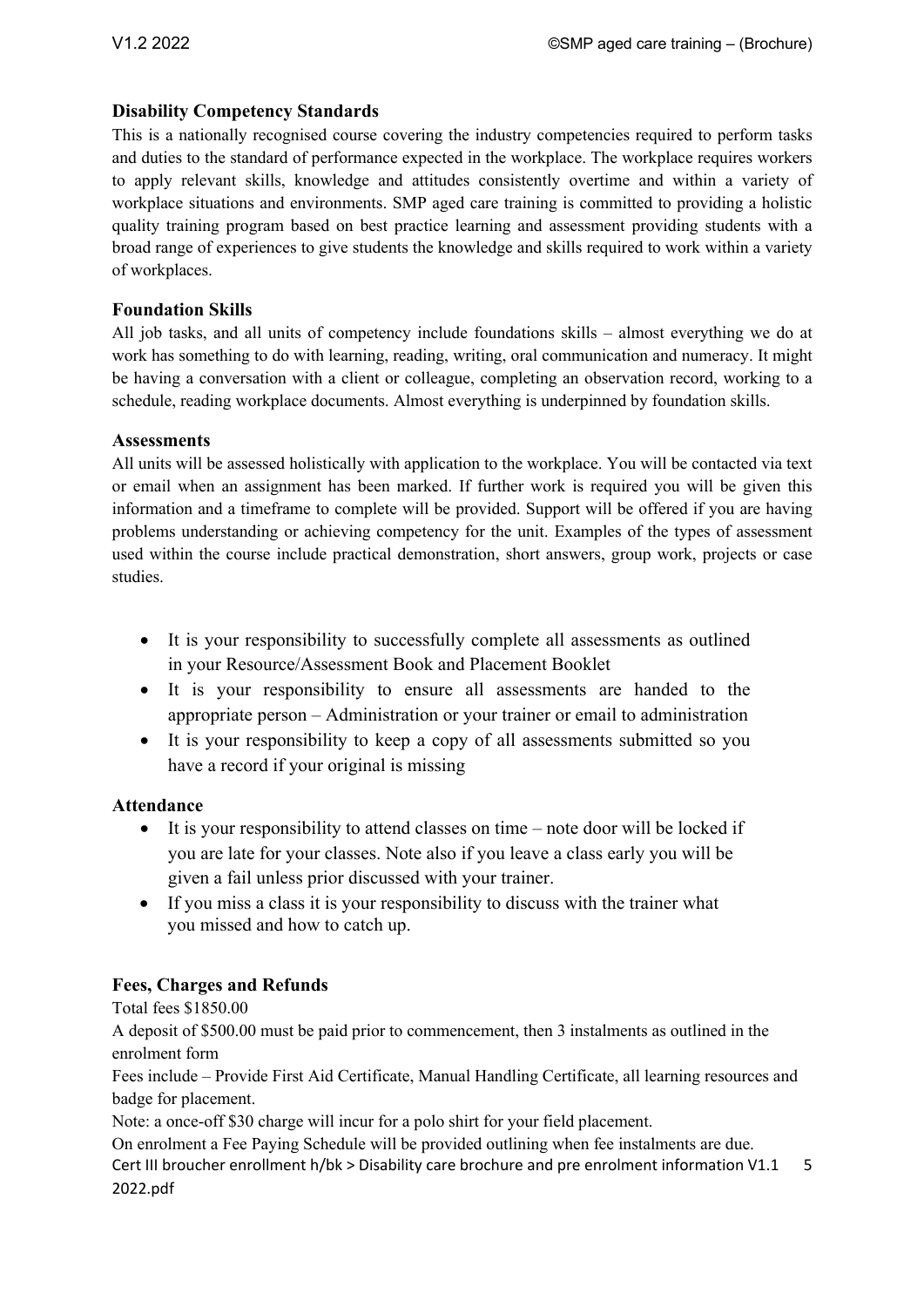### Disability Competency Standards

This is a nationally recognised course covering the industry competencies required to perform tasks and duties to the standard of performance expected in the workplace. The workplace requires workers to apply relevant skills, knowledge and attitudes consistently overtime and within a variety of workplace situations and environments. SMP aged care training is committed to providing a holistic quality training program based on best practice learning and assessment providing students with a broad range of experiences to give students the knowledge and skills required to work within a variety of workplaces.

### Foundation Skills

All job tasks, and all units of competency include foundations skills – almost everything we do at work has something to do with learning, reading, writing, oral communication and numeracy. It might be having a conversation with a client or colleague, completing an observation record, working to a schedule, reading workplace documents. Almost everything is underpinned by foundation skills.

### Assessments

All units will be assessed holistically with application to the workplace. You will be contacted via text or email when an assignment has been marked. If further work is required you will be given this information and a timeframe to complete will be provided. Support will be offered if you are having problems understanding or achieving competency for the unit. Examples of the types of assessment used within the course include practical demonstration, short answers, group work, projects or case studies.

- It is your responsibility to successfully complete all assessments as outlined in your Resource/Assessment Book and Placement Booklet
- It is your responsibility to ensure all assessments are handed to the appropriate person – Administration or your trainer or email to administration
- It is your responsibility to keep a copy of all assessments submitted so you have a record if your original is missing

### Attendance

- It is your responsibility to attend classes on time – note door will be locked if you are late for your classes. Note also if you leave a class early you will be given a fail unless prior discussed with your trainer.
- If you miss a class it is your responsibility to discuss with the trainer what you missed and how to catch up.

### Fees, Charges and Refunds

Total fees $1850.00

A deposit of $500.00 must be paid prior to commencement, then 3 instalments as outlined in the enrolment form

Fees include – Provide First Aid Certificate, Manual Handling Certificate, all learning resources and badge for placement.

Note: a once-off $30 charge will incur for a polo shirt for your field placement.

On enrolment a Fee Paying Schedule will be provided outlining when fee instalments are due.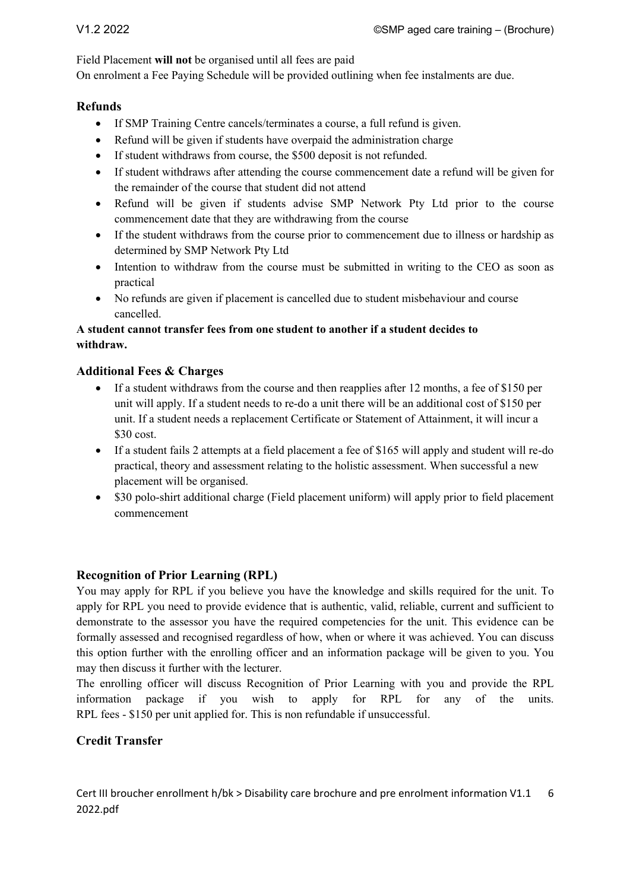Field Placement **will not** be organised until all fees are paid
On enrolment a Fee Paying Schedule will be provided outlining when fee instalments are due.

### Refunds

- If SMP Training Centre cancels/terminates a course, a full refund is given.
- Refund will be given if students have overpaid the administration charge
- If student withdraws from course, the $500 deposit is not refunded.
- If student withdraws after attending the course commencement date a refund will be given for the remainder of the course that student did not attend
- Refund will be given if students advise SMP Network Pty Ltd prior to the course commencement date that they are withdrawing from the course
- If the student withdraws from the course prior to commencement due to illness or hardship as determined by SMP Network Pty Ltd
- Intention to withdraw from the course must be submitted in writing to the CEO as soon as practical
- No refunds are given if placement is cancelled due to student misbehaviour and course cancelled.

**A student cannot transfer fees from one student to another if a student decides to withdraw.**

### Additional Fees & Charges

- If a student withdraws from the course and then reapplies after 12 months, a fee of $150 per unit will apply. If a student needs to re-do a unit there will be an additional cost of $150 per unit. If a student needs a replacement Certificate or Statement of Attainment, it will incur a $30 cost.
- If a student fails 2 attempts at a field placement a fee of $165 will apply and student will re-do practical, theory and assessment relating to the holistic assessment. When successful a new placement will be organised.
- $30 polo-shirt additional charge (Field placement uniform) will apply prior to field placement commencement

### Recognition of Prior Learning (RPL)

You may apply for RPL if you believe you have the knowledge and skills required for the unit. To apply for RPL you need to provide evidence that is authentic, valid, reliable, current and sufficient to demonstrate to the assessor you have the required competencies for the unit. This evidence can be formally assessed and recognised regardless of how, when or where it was achieved. You can discuss this option further with the enrolling officer and an information package will be given to you. You may then discuss it further with the lecturer.
The enrolling officer will discuss Recognition of Prior Learning with you and provide the RPL information package if you wish to apply for RPL for any of the units.
RPL fees - $150 per unit applied for. This is non refundable if unsuccessful.

### Credit Transfer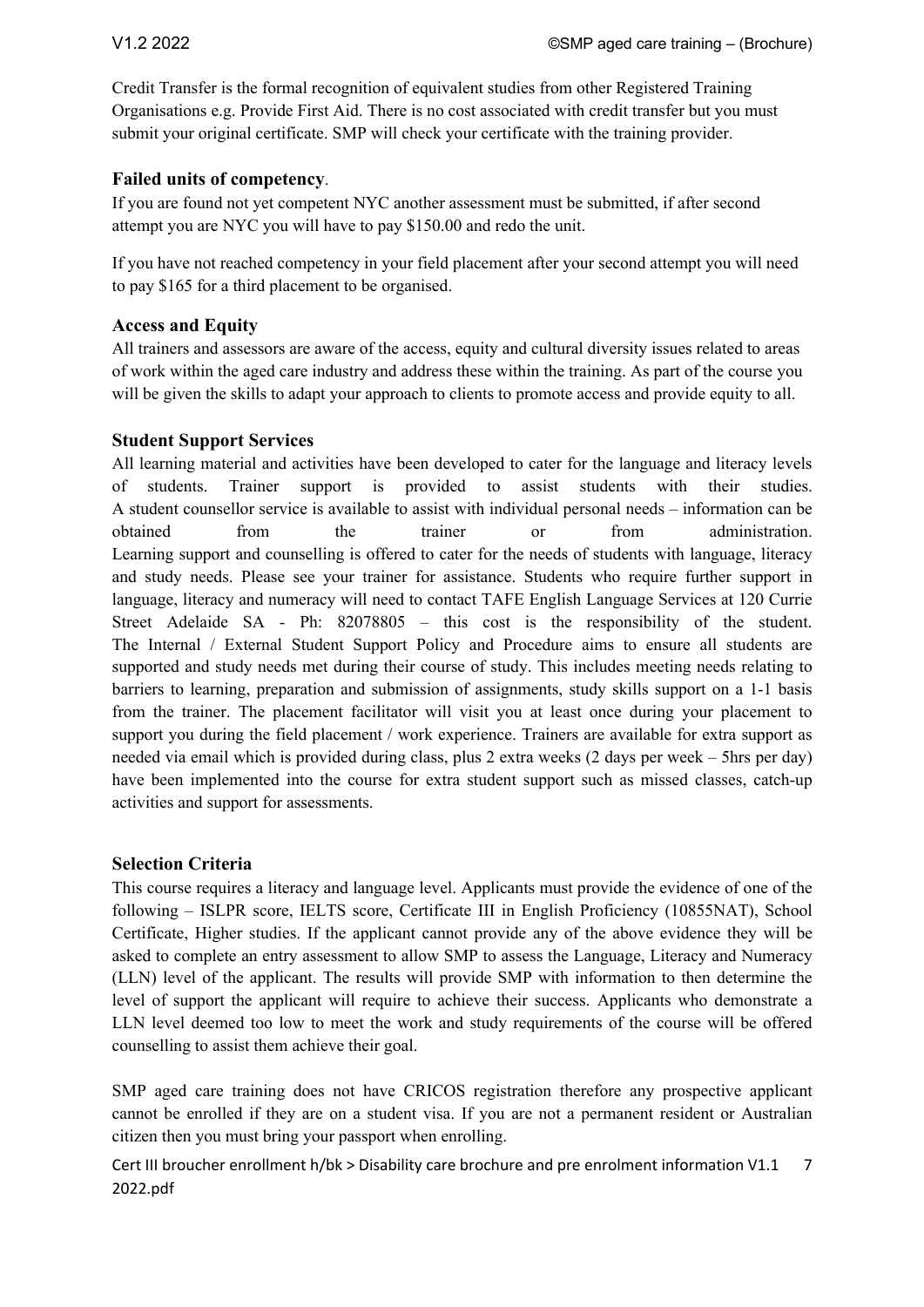Credit Transfer is the formal recognition of equivalent studies from other Registered Training Organisations e.g. Provide First Aid. There is no cost associated with credit transfer but you must submit your original certificate. SMP will check your certificate with the training provider.

### Failed units of competency.

If you are found not yet competent NYC another assessment must be submitted, if after second attempt you are NYC you will have to pay $150.00 and redo the unit.

If you have not reached competency in your field placement after your second attempt you will need to pay $165 for a third placement to be organised.

### Access and Equity

All trainers and assessors are aware of the access, equity and cultural diversity issues related to areas of work within the aged care industry and address these within the training. As part of the course you will be given the skills to adapt your approach to clients to promote access and provide equity to all.

### Student Support Services

All learning material and activities have been developed to cater for the language and literacy levels of students. Trainer support is provided to assist students with their studies. A student counsellor service is available to assist with individual personal needs – information can be obtained from the trainer or from administration. Learning support and counselling is offered to cater for the needs of students with language, literacy and study needs. Please see your trainer for assistance. Students who require further support in language, literacy and numeracy will need to contact TAFE English Language Services at 120 Currie Street Adelaide SA - Ph: 82078805 – this cost is the responsibility of the student. The Internal / External Student Support Policy and Procedure aims to ensure all students are supported and study needs met during their course of study. This includes meeting needs relating to barriers to learning, preparation and submission of assignments, study skills support on a 1-1 basis from the trainer. The placement facilitator will visit you at least once during your placement to support you during the field placement / work experience. Trainers are available for extra support as needed via email which is provided during class, plus 2 extra weeks (2 days per week – 5hrs per day) have been implemented into the course for extra student support such as missed classes, catch-up activities and support for assessments.

### Selection Criteria

This course requires a literacy and language level. Applicants must provide the evidence of one of the following – ISLPR score, IELTS score, Certificate III in English Proficiency (10855NAT), School Certificate, Higher studies. If the applicant cannot provide any of the above evidence they will be asked to complete an entry assessment to allow SMP to assess the Language, Literacy and Numeracy (LLN) level of the applicant. The results will provide SMP with information to then determine the level of support the applicant will require to achieve their success. Applicants who demonstrate a LLN level deemed too low to meet the work and study requirements of the course will be offered counselling to assist them achieve their goal.

SMP aged care training does not have CRICOS registration therefore any prospective applicant cannot be enrolled if they are on a student visa. If you are not a permanent resident or Australian citizen then you must bring your passport when enrolling.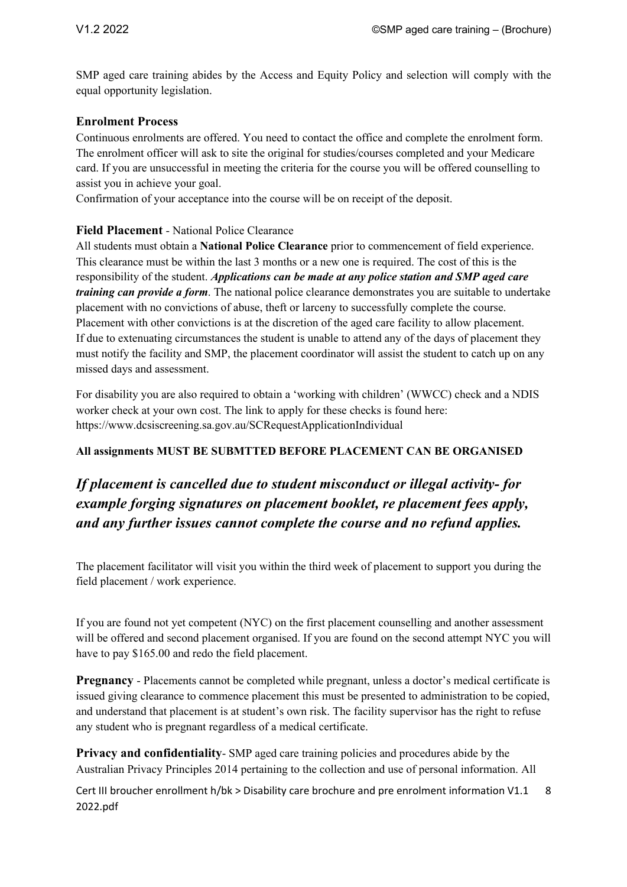SMP aged care training abides by the Access and Equity Policy and selection will comply with the equal opportunity legislation.

### Enrolment Process

Continuous enrolments are offered. You need to contact the office and complete the enrolment form. The enrolment officer will ask to site the original for studies/courses completed and your Medicare card. If you are unsuccessful in meeting the criteria for the course you will be offered counselling to assist you in achieve your goal.

Confirmation of your acceptance into the course will be on receipt of the deposit.

### Field Placement - National Police Clearance

All students must obtain a **National Police Clearance** prior to commencement of field experience. This clearance must be within the last 3 months or a new one is required. The cost of this is the responsibility of the student. ***Applications can be made at any police station and SMP aged care training can provide a form***. The national police clearance demonstrates you are suitable to undertake placement with no convictions of abuse, theft or larceny to successfully complete the course. Placement with other convictions is at the discretion of the aged care facility to allow placement. If due to extenuating circumstances the student is unable to attend any of the days of placement they must notify the facility and SMP, the placement coordinator will assist the student to catch up on any missed days and assessment.

For disability you are also required to obtain a 'working with children' (WWCC) check and a NDIS worker check at your own cost. The link to apply for these checks is found here: https://www.dcsiscreening.sa.gov.au/SCRequestApplicationIndividual

**All assignments MUST BE SUBMTTED BEFORE PLACEMENT CAN BE ORGANISED**

## *If placement is cancelled due to student misconduct or illegal activity- for example forging signatures on placement booklet, re placement fees apply, and any further issues cannot complete the course and no refund applies.*

The placement facilitator will visit you within the third week of placement to support you during the field placement / work experience.

If you are found not yet competent (NYC) on the first placement counselling and another assessment will be offered and second placement organised. If you are found on the second attempt NYC you will have to pay $165.00 and redo the field placement.

**Pregnancy** - Placements cannot be completed while pregnant, unless a doctor's medical certificate is issued giving clearance to commence placement this must be presented to administration to be copied, and understand that placement is at student's own risk. The facility supervisor has the right to refuse any student who is pregnant regardless of a medical certificate.

**Privacy and confidentiality**- SMP aged care training policies and procedures abide by the Australian Privacy Principles 2014 pertaining to the collection and use of personal information. All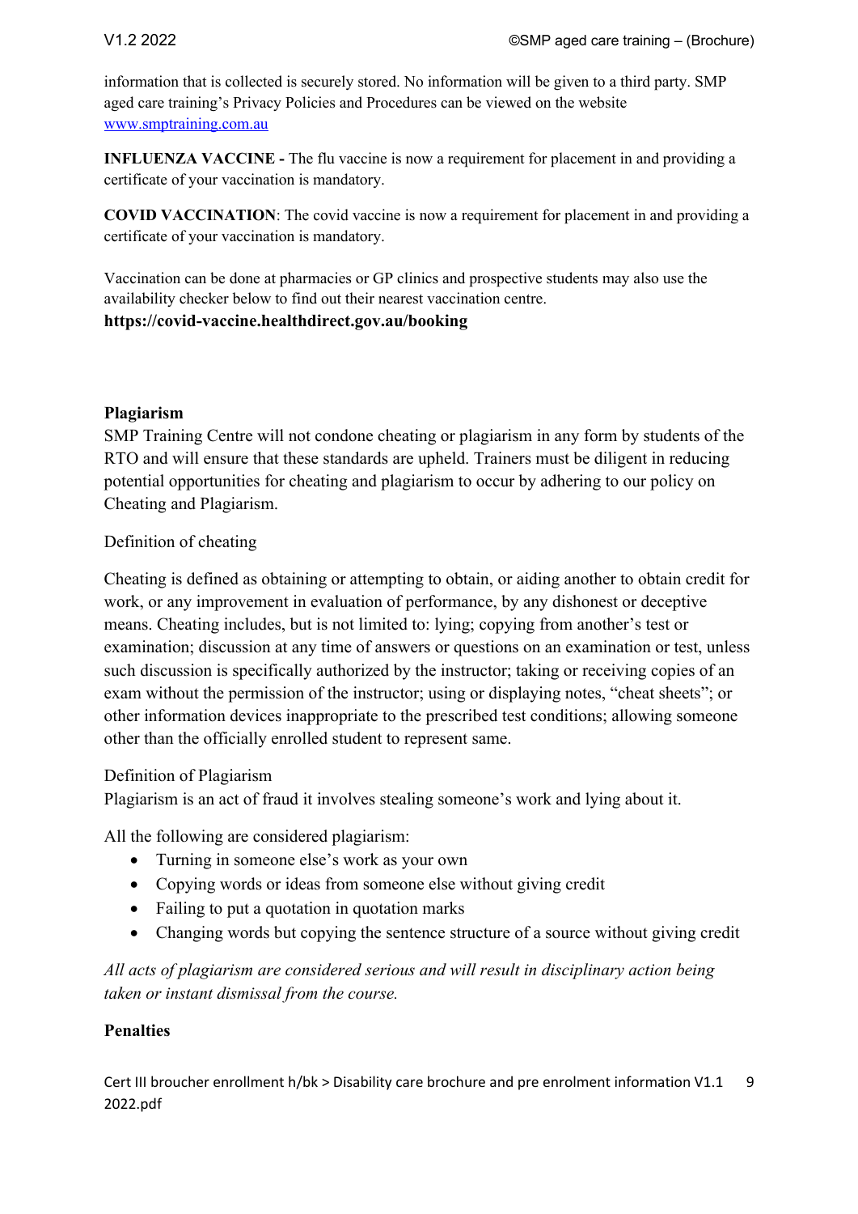information that is collected is securely stored. No information will be given to a third party. SMP aged care training's Privacy Policies and Procedures can be viewed on the website [www.smptraining.com.au](http://www.smptraining.com.au)

**INFLUENZA VACCINE -** The flu vaccine is now a requirement for placement in and providing a certificate of your vaccination is mandatory.

**COVID VACCINATION**: The covid vaccine is now a requirement for placement in and providing a certificate of your vaccination is mandatory.

Vaccination can be done at pharmacies or GP clinics and prospective students may also use the availability checker below to find out their nearest vaccination centre.
**https://covid-vaccine.healthdirect.gov.au/booking**

**Plagiarism**

SMP Training Centre will not condone cheating or plagiarism in any form by students of the RTO and will ensure that these standards are upheld. Trainers must be diligent in reducing potential opportunities for cheating and plagiarism to occur by adhering to our policy on Cheating and Plagiarism.

Definition of cheating

Cheating is defined as obtaining or attempting to obtain, or aiding another to obtain credit for work, or any improvement in evaluation of performance, by any dishonest or deceptive means. Cheating includes, but is not limited to: lying; copying from another's test or examination; discussion at any time of answers or questions on an examination or test, unless such discussion is specifically authorized by the instructor; taking or receiving copies of an exam without the permission of the instructor; using or displaying notes, "cheat sheets"; or other information devices inappropriate to the prescribed test conditions; allowing someone other than the officially enrolled student to represent same.

Definition of Plagiarism

Plagiarism is an act of fraud it involves stealing someone's work and lying about it.

All the following are considered plagiarism:

- Turning in someone else's work as your own
- Copying words or ideas from someone else without giving credit
- Failing to put a quotation in quotation marks
- Changing words but copying the sentence structure of a source without giving credit

*All acts of plagiarism are considered serious and will result in disciplinary action being taken or instant dismissal from the course.*

**Penalties**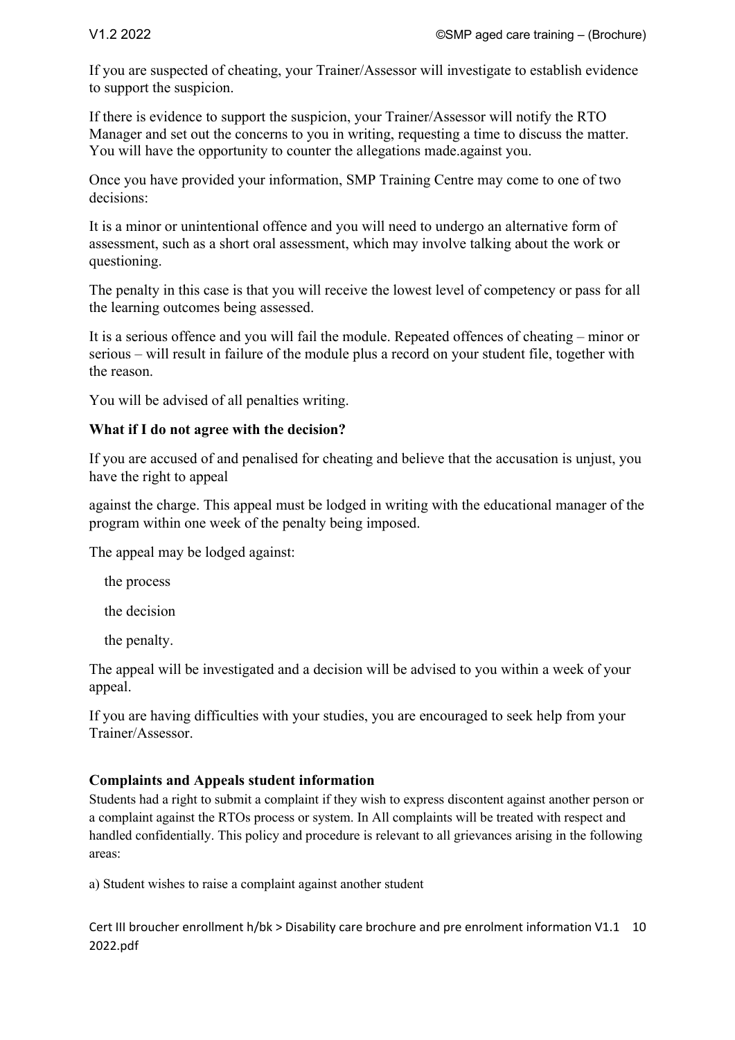If you are suspected of cheating, your Trainer/Assessor will investigate to establish evidence to support the suspicion.

If there is evidence to support the suspicion, your Trainer/Assessor will notify the RTO Manager and set out the concerns to you in writing, requesting a time to discuss the matter. You will have the opportunity to counter the allegations made.against you.

Once you have provided your information, SMP Training Centre may come to one of two decisions:

It is a minor or unintentional offence and you will need to undergo an alternative form of assessment, such as a short oral assessment, which may involve talking about the work or questioning.

The penalty in this case is that you will receive the lowest level of competency or pass for all the learning outcomes being assessed.

It is a serious offence and you will fail the module. Repeated offences of cheating – minor or serious – will result in failure of the module plus a record on your student file, together with the reason.

You will be advised of all penalties writing.

**What if I do not agree with the decision?**

If you are accused of and penalised for cheating and believe that the accusation is unjust, you have the right to appeal

against the charge. This appeal must be lodged in writing with the educational manager of the program within one week of the penalty being imposed.

The appeal may be lodged against:

- the process
- the decision
- the penalty.

The appeal will be investigated and a decision will be advised to you within a week of your appeal.

If you are having difficulties with your studies, you are encouraged to seek help from your Trainer/Assessor.

**Complaints and Appeals student information**

Students had a right to submit a complaint if they wish to express discontent against another person or a complaint against the RTOs process or system. In All complaints will be treated with respect and handled confidentially. This policy and procedure is relevant to all grievances arising in the following areas:

a) Student wishes to raise a complaint against another student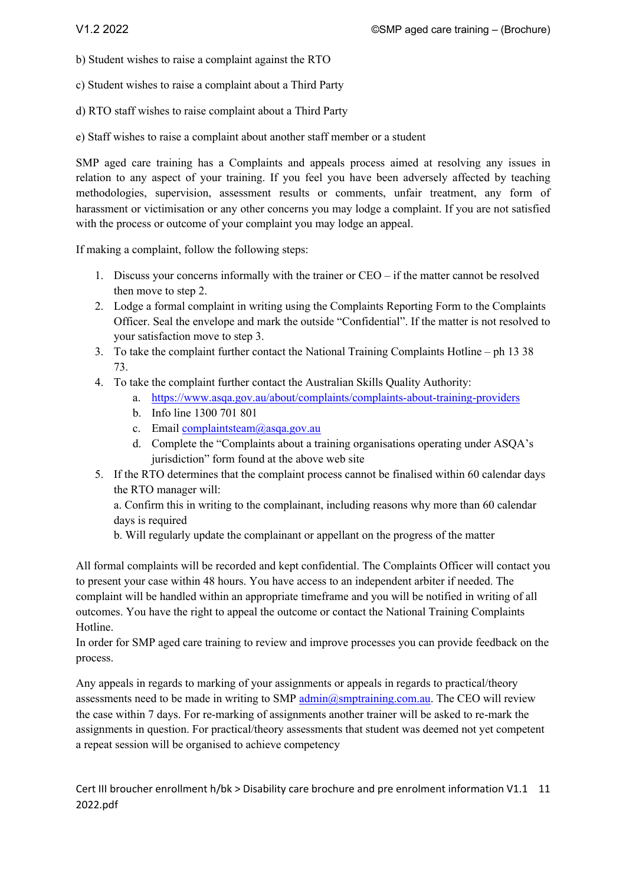b) Student wishes to raise a complaint against the RTO

c) Student wishes to raise a complaint about a Third Party

d) RTO staff wishes to raise complaint about a Third Party

e) Staff wishes to raise a complaint about another staff member or a student

SMP aged care training has a Complaints and appeals process aimed at resolving any issues in relation to any aspect of your training. If you feel you have been adversely affected by teaching methodologies, supervision, assessment results or comments, unfair treatment, any form of harassment or victimisation or any other concerns you may lodge a complaint. If you are not satisfied with the process or outcome of your complaint you may lodge an appeal.

If making a complaint, follow the following steps:

1. Discuss your concerns informally with the trainer or CEO – if the matter cannot be resolved then move to step 2.
2. Lodge a formal complaint in writing using the Complaints Reporting Form to the Complaints Officer. Seal the envelope and mark the outside "Confidential". If the matter is not resolved to your satisfaction move to step 3.
3. To take the complaint further contact the National Training Complaints Hotline – ph 13 38 73.
4. To take the complaint further contact the Australian Skills Quality Authority:
   a. https://www.asqa.gov.au/about/complaints/complaints-about-training-providers
   b. Info line 1300 701 801
   c. Email complaintsteam@asqa.gov.au
   d. Complete the "Complaints about a training organisations operating under ASQA's jurisdiction" form found at the above web site
5. If the RTO determines that the complaint process cannot be finalised within 60 calendar days the RTO manager will:
   a. Confirm this in writing to the complainant, including reasons why more than 60 calendar days is required
   b. Will regularly update the complainant or appellant on the progress of the matter

All formal complaints will be recorded and kept confidential. The Complaints Officer will contact you to present your case within 48 hours. You have access to an independent arbiter if needed. The complaint will be handled within an appropriate timeframe and you will be notified in writing of all outcomes. You have the right to appeal the outcome or contact the National Training Complaints Hotline.
In order for SMP aged care training to review and improve processes you can provide feedback on the process.

Any appeals in regards to marking of your assignments or appeals in regards to practical/theory assessments need to be made in writing to SMP admin@smptraining.com.au. The CEO will review the case within 7 days. For re-marking of assignments another trainer will be asked to re-mark the assignments in question. For practical/theory assessments that student was deemed not yet competent a repeat session will be organised to achieve competency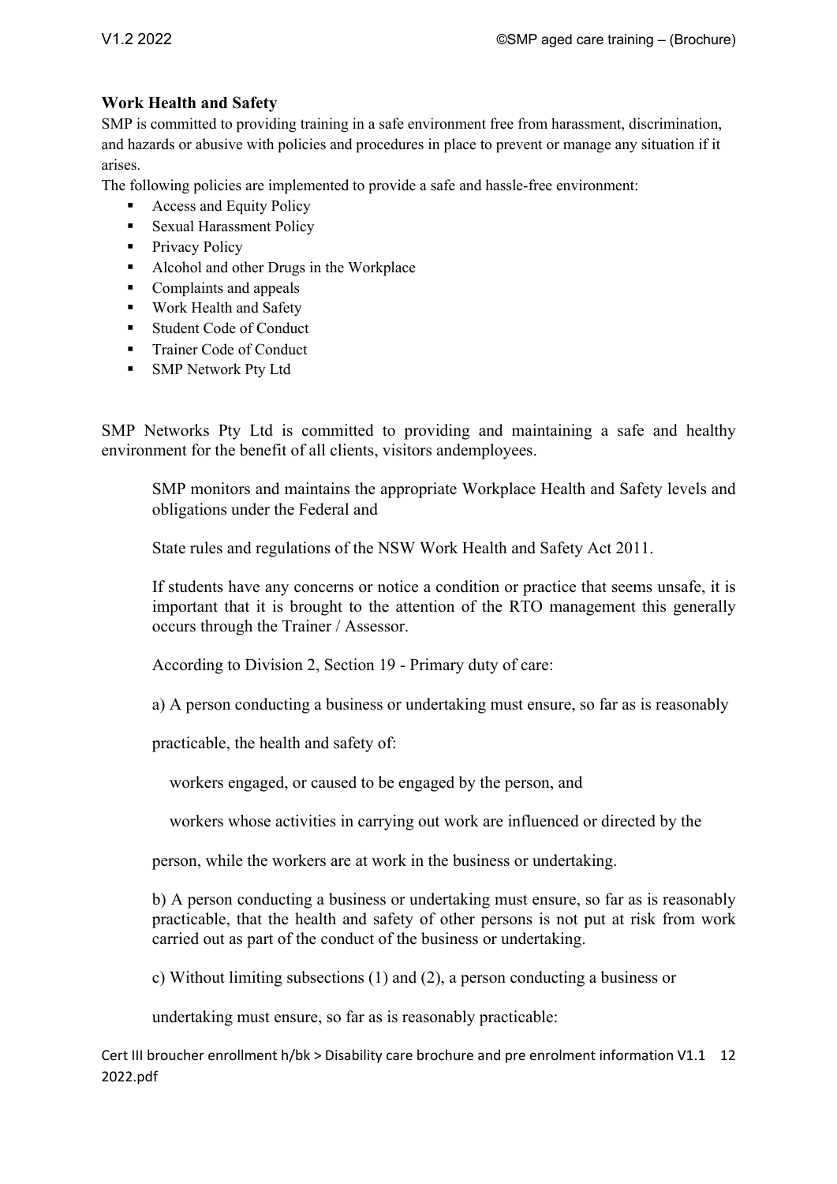### Work Health and Safety

SMP is committed to providing training in a safe environment free from harassment, discrimination, and hazards or abusive with policies and procedures in place to prevent or manage any situation if it arises.

The following policies are implemented to provide a safe and hassle-free environment:

- Access and Equity Policy
- Sexual Harassment Policy
- Privacy Policy
- Alcohol and other Drugs in the Workplace
- Complaints and appeals
- Work Health and Safety
- Student Code of Conduct
- Trainer Code of Conduct
- SMP Network Pty Ltd

SMP Networks Pty Ltd is committed to providing and maintaining a safe and healthy environment for the benefit of all clients, visitors andemployees.

SMP monitors and maintains the appropriate Workplace Health and Safety levels and obligations under the Federal and

State rules and regulations of the NSW Work Health and Safety Act 2011.

If students have any concerns or notice a condition or practice that seems unsafe, it is important that it is brought to the attention of the RTO management this generally occurs through the Trainer / Assessor.

According to Division 2, Section 19 - Primary duty of care:

a) A person conducting a business or undertaking must ensure, so far as is reasonably

practicable, the health and safety of:

workers engaged, or caused to be engaged by the person, and

workers whose activities in carrying out work are influenced or directed by the

person, while the workers are at work in the business or undertaking.

b) A person conducting a business or undertaking must ensure, so far as is reasonably practicable, that the health and safety of other persons is not put at risk from work carried out as part of the conduct of the business or undertaking.

c) Without limiting subsections (1) and (2), a person conducting a business or

undertaking must ensure, so far as is reasonably practicable: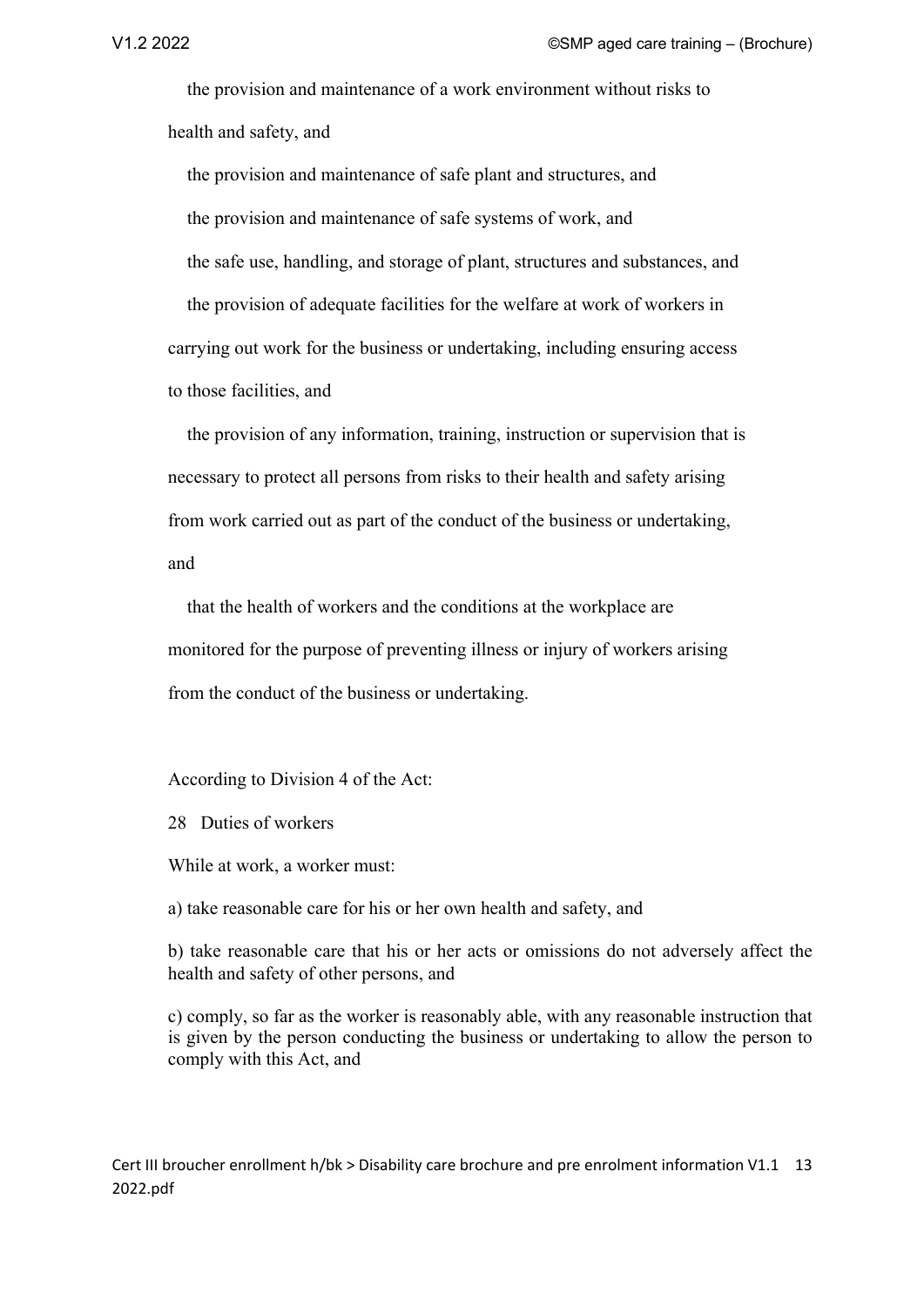the provision and maintenance of a work environment without risks to health and safety, and

the provision and maintenance of safe plant and structures, and

the provision and maintenance of safe systems of work, and

the safe use, handling, and storage of plant, structures and substances, and

the provision of adequate facilities for the welfare at work of workers in carrying out work for the business or undertaking, including ensuring access to those facilities, and

the provision of any information, training, instruction or supervision that is necessary to protect all persons from risks to their health and safety arising from work carried out as part of the conduct of the business or undertaking, and

that the health of workers and the conditions at the workplace are monitored for the purpose of preventing illness or injury of workers arising from the conduct of the business or undertaking.

According to Division 4 of the Act:

28 Duties of workers

While at work, a worker must:

a) take reasonable care for his or her own health and safety, and

b) take reasonable care that his or her acts or omissions do not adversely affect the health and safety of other persons, and

c) comply, so far as the worker is reasonably able, with any reasonable instruction that is given by the person conducting the business or undertaking to allow the person to comply with this Act, and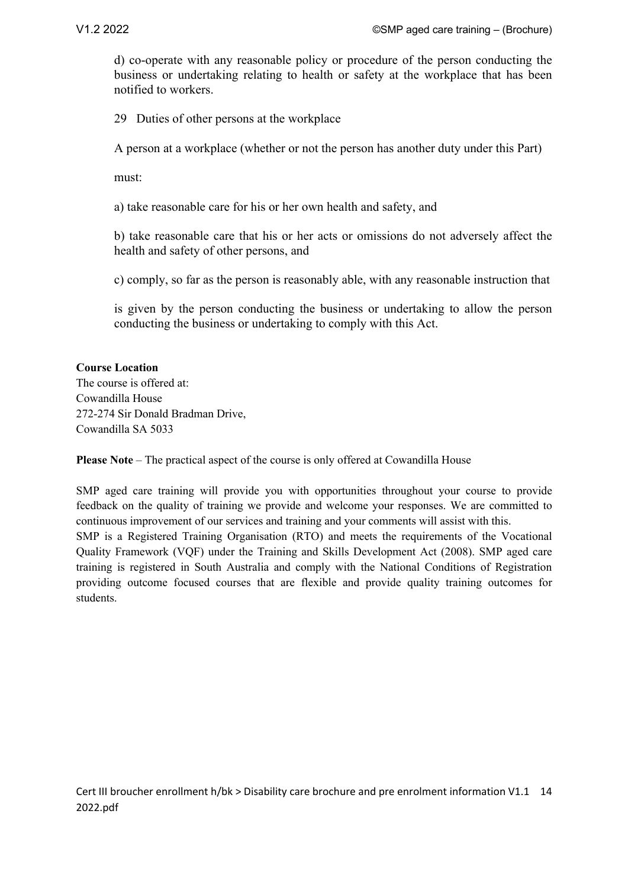d) co-operate with any reasonable policy or procedure of the person conducting the business or undertaking relating to health or safety at the workplace that has been notified to workers.

29 Duties of other persons at the workplace

A person at a workplace (whether or not the person has another duty under this Part)

must:

a) take reasonable care for his or her own health and safety, and

b) take reasonable care that his or her acts or omissions do not adversely affect the health and safety of other persons, and

c) comply, so far as the person is reasonably able, with any reasonable instruction that

is given by the person conducting the business or undertaking to allow the person conducting the business or undertaking to comply with this Act.

**Course Location**
The course is offered at:
Cowandilla House
272-274 Sir Donald Bradman Drive,
Cowandilla SA 5033

**Please Note** – The practical aspect of the course is only offered at Cowandilla House

SMP aged care training will provide you with opportunities throughout your course to provide feedback on the quality of training we provide and welcome your responses. We are committed to continuous improvement of our services and training and your comments will assist with this.
SMP is a Registered Training Organisation (RTO) and meets the requirements of the Vocational Quality Framework (VQF) under the Training and Skills Development Act (2008). SMP aged care training is registered in South Australia and comply with the National Conditions of Registration providing outcome focused courses that are flexible and provide quality training outcomes for students.